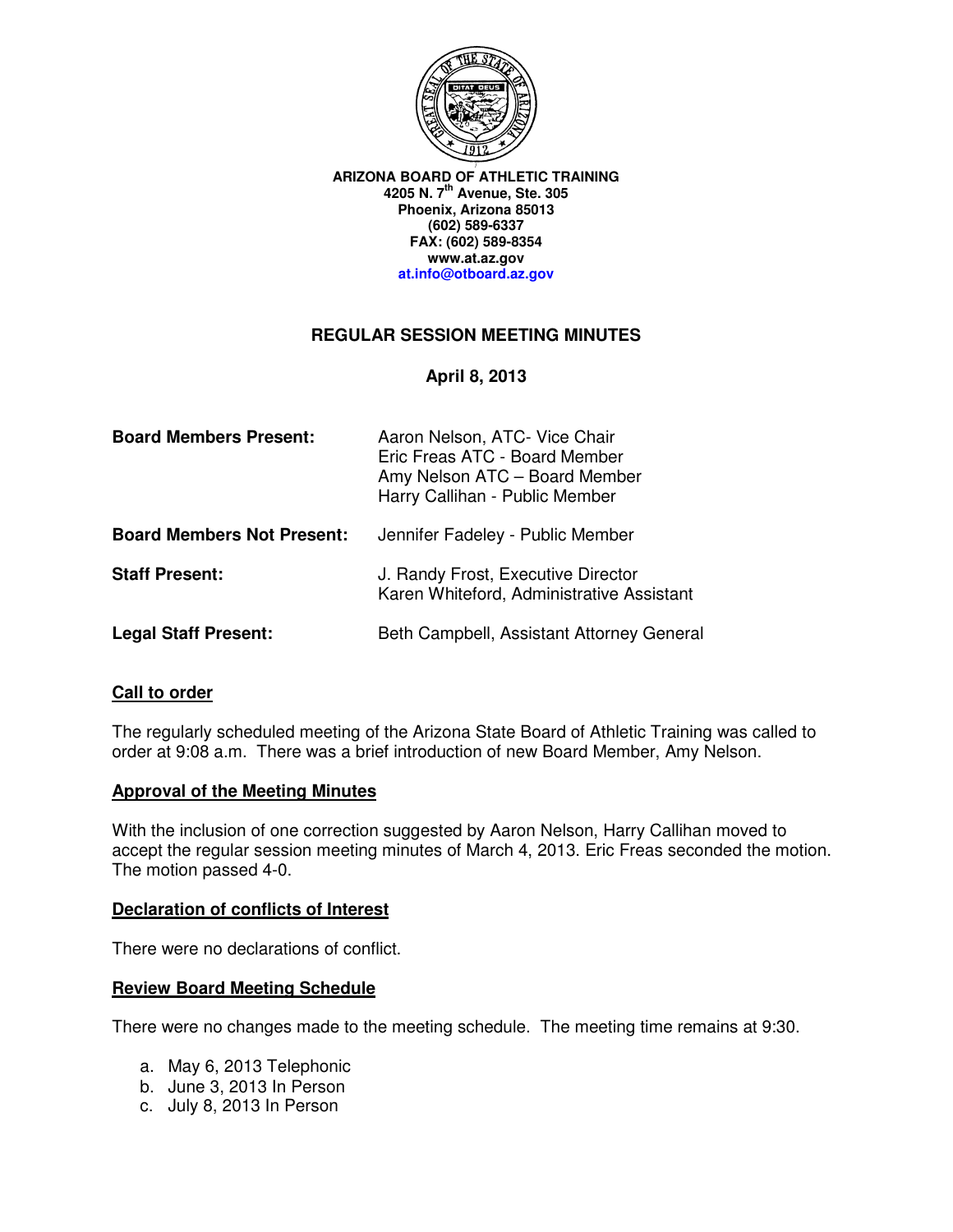**ARIZONA BOARD OF ATHLETIC TRAINING**
**4205 N. 7th Avenue, Ste. 305**
**Phoenix, Arizona 85013**
**(602) 589-6337**
**FAX: (602) 589-8354**
**www.at.az.gov**
**at.info@otboard.az.gov**

# REGULAR SESSION MEETING MINUTES

**April 8, 2013**

| | |
|---|---|
| **Board Members Present:** | Aaron Nelson, ATC- Vice Chair<br>Eric Freas ATC - Board Member<br>Amy Nelson ATC – Board Member<br>Harry Callihan - Public Member |
| **Board Members Not Present:** | Jennifer Fadeley - Public Member |
| **Staff Present:** | J. Randy Frost, Executive Director<br>Karen Whiteford, Administrative Assistant |
| **Legal Staff Present:** | Beth Campbell, Assistant Attorney General |

## Call to order

The regularly scheduled meeting of the Arizona State Board of Athletic Training was called to order at 9:08 a.m. There was a brief introduction of new Board Member, Amy Nelson.

## Approval of the Meeting Minutes

With the inclusion of one correction suggested by Aaron Nelson, Harry Callihan moved to accept the regular session meeting minutes of March 4, 2013. Eric Freas seconded the motion. The motion passed 4-0.

## Declaration of conflicts of Interest

There were no declarations of conflict.

## Review Board Meeting Schedule

There were no changes made to the meeting schedule. The meeting time remains at 9:30.

a. May 6, 2013 Telephonic
b. June 3, 2013 In Person
c. July 8, 2013 In Person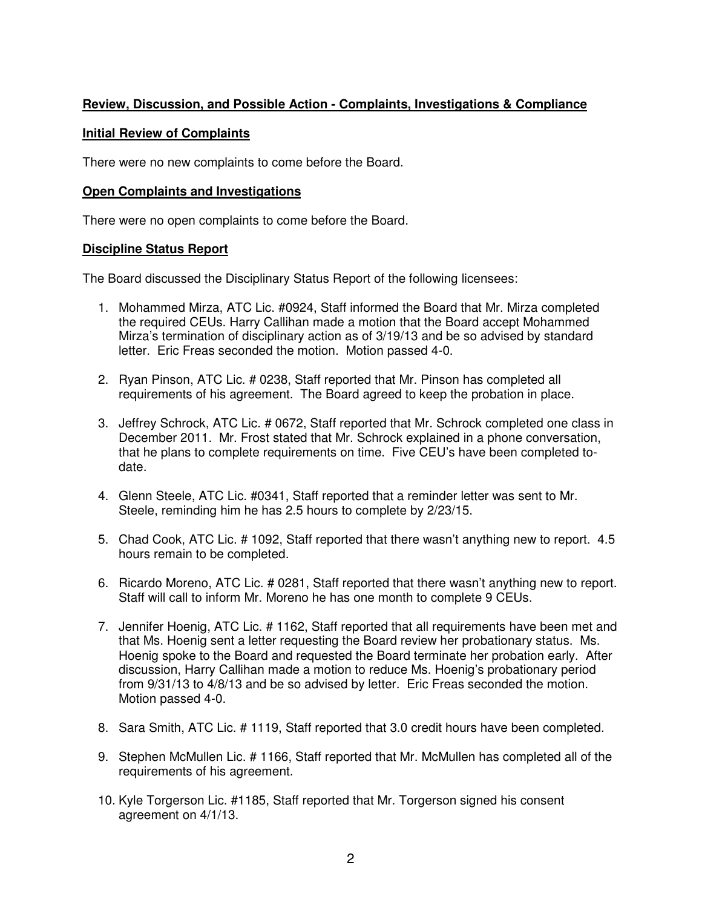**Review, Discussion, and Possible Action - Complaints, Investigations & Compliance**

**Initial Review of Complaints**

There were no new complaints to come before the Board.

**Open Complaints and Investigations**

There were no open complaints to come before the Board.

**Discipline Status Report**

The Board discussed the Disciplinary Status Report of the following licensees:

1. Mohammed Mirza, ATC Lic. #0924, Staff informed the Board that Mr. Mirza completed the required CEUs. Harry Callihan made a motion that the Board accept Mohammed Mirza's termination of disciplinary action as of 3/19/13 and be so advised by standard letter. Eric Freas seconded the motion. Motion passed 4-0.

2. Ryan Pinson, ATC Lic. # 0238, Staff reported that Mr. Pinson has completed all requirements of his agreement. The Board agreed to keep the probation in place.

3. Jeffrey Schrock, ATC Lic. # 0672, Staff reported that Mr. Schrock completed one class in December 2011. Mr. Frost stated that Mr. Schrock explained in a phone conversation, that he plans to complete requirements on time. Five CEU's have been completed to-date.

4. Glenn Steele, ATC Lic. #0341, Staff reported that a reminder letter was sent to Mr. Steele, reminding him he has 2.5 hours to complete by 2/23/15.

5. Chad Cook, ATC Lic. # 1092, Staff reported that there wasn't anything new to report. 4.5 hours remain to be completed.

6. Ricardo Moreno, ATC Lic. # 0281, Staff reported that there wasn't anything new to report. Staff will call to inform Mr. Moreno he has one month to complete 9 CEUs.

7. Jennifer Hoenig, ATC Lic. # 1162, Staff reported that all requirements have been met and that Ms. Hoenig sent a letter requesting the Board review her probationary status. Ms. Hoenig spoke to the Board and requested the Board terminate her probation early. After discussion, Harry Callihan made a motion to reduce Ms. Hoenig's probationary period from 9/31/13 to 4/8/13 and be so advised by letter. Eric Freas seconded the motion. Motion passed 4-0.

8. Sara Smith, ATC Lic. # 1119, Staff reported that 3.0 credit hours have been completed.

9. Stephen McMullen Lic. # 1166, Staff reported that Mr. McMullen has completed all of the requirements of his agreement.

10. Kyle Torgerson Lic. #1185, Staff reported that Mr. Torgerson signed his consent agreement on 4/1/13.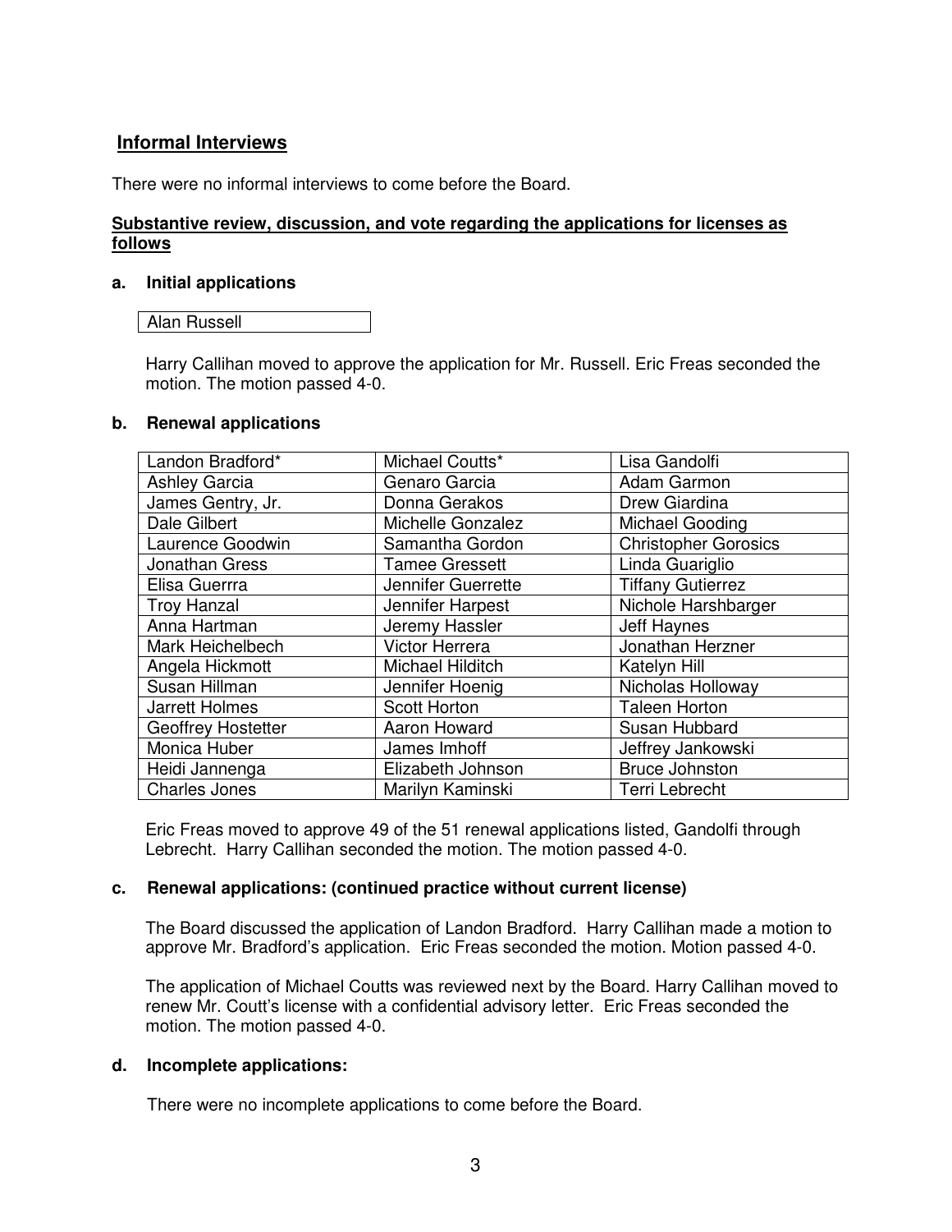## Informal Interviews

There were no informal interviews to come before the Board.

**Substantive review, discussion, and vote regarding the applications for licenses as follows**

### a. Initial applications

| |
|---|
| Alan Russell |

Harry Callihan moved to approve the application for Mr. Russell. Eric Freas seconded the motion. The motion passed 4-0.

### b. Renewal applications

| | | |
|---|---|---|
| Landon Bradford* | Michael Coutts* | Lisa Gandolfi |
| Ashley Garcia | Genaro Garcia | Adam Garmon |
| James Gentry, Jr. | Donna Gerakos | Drew Giardina |
| Dale Gilbert | Michelle Gonzalez | Michael Gooding |
| Laurence Goodwin | Samantha Gordon | Christopher Gorosics |
| Jonathan Gress | Tamee Gressett | Linda Guariglio |
| Elisa Guerrra | Jennifer Guerrette | Tiffany Gutierrez |
| Troy Hanzal | Jennifer Harpest | Nichole Harshbarger |
| Anna Hartman | Jeremy Hassler | Jeff Haynes |
| Mark Heichelbech | Victor Herrera | Jonathan Herzner |
| Angela Hickmott | Michael Hilditch | Katelyn Hill |
| Susan Hillman | Jennifer Hoenig | Nicholas Holloway |
| Jarrett Holmes | Scott Horton | Taleen Horton |
| Geoffrey Hostetter | Aaron Howard | Susan Hubbard |
| Monica Huber | James Imhoff | Jeffrey Jankowski |
| Heidi Jannenga | Elizabeth Johnson | Bruce Johnston |
| Charles Jones | Marilyn Kaminski | Terri Lebrecht |

Eric Freas moved to approve 49 of the 51 renewal applications listed, Gandolfi through Lebrecht. Harry Callihan seconded the motion. The motion passed 4-0.

### c. Renewal applications: (continued practice without current license)

The Board discussed the application of Landon Bradford. Harry Callihan made a motion to approve Mr. Bradford's application. Eric Freas seconded the motion. Motion passed 4-0.

The application of Michael Coutts was reviewed next by the Board. Harry Callihan moved to renew Mr. Coutt's license with a confidential advisory letter. Eric Freas seconded the motion. The motion passed 4-0.

### d. Incomplete applications:

There were no incomplete applications to come before the Board.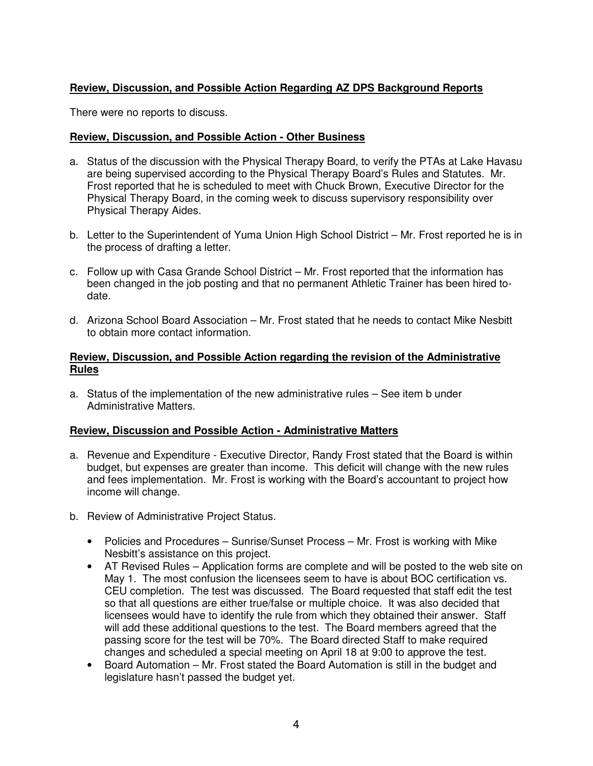**Review, Discussion, and Possible Action Regarding AZ DPS Background Reports**

There were no reports to discuss.

**Review, Discussion, and Possible Action - Other Business**

a. Status of the discussion with the Physical Therapy Board, to verify the PTAs at Lake Havasu are being supervised according to the Physical Therapy Board's Rules and Statutes. Mr. Frost reported that he is scheduled to meet with Chuck Brown, Executive Director for the Physical Therapy Board, in the coming week to discuss supervisory responsibility over Physical Therapy Aides.

b. Letter to the Superintendent of Yuma Union High School District – Mr. Frost reported he is in the process of drafting a letter.

c. Follow up with Casa Grande School District – Mr. Frost reported that the information has been changed in the job posting and that no permanent Athletic Trainer has been hired to-date.

d. Arizona School Board Association – Mr. Frost stated that he needs to contact Mike Nesbitt to obtain more contact information.

**Review, Discussion, and Possible Action regarding the revision of the Administrative Rules**

a. Status of the implementation of the new administrative rules – See item b under Administrative Matters.

**Review, Discussion and Possible Action - Administrative Matters**

a. Revenue and Expenditure - Executive Director, Randy Frost stated that the Board is within budget, but expenses are greater than income. This deficit will change with the new rules and fees implementation. Mr. Frost is working with the Board's accountant to project how income will change.

b. Review of Administrative Project Status.

   - Policies and Procedures – Sunrise/Sunset Process – Mr. Frost is working with Mike Nesbitt's assistance on this project.
   - AT Revised Rules – Application forms are complete and will be posted to the web site on May 1. The most confusion the licensees seem to have is about BOC certification vs. CEU completion. The test was discussed. The Board requested that staff edit the test so that all questions are either true/false or multiple choice. It was also decided that licensees would have to identify the rule from which they obtained their answer. Staff will add these additional questions to the test. The Board members agreed that the passing score for the test will be 70%. The Board directed Staff to make required changes and scheduled a special meeting on April 18 at 9:00 to approve the test.
   - Board Automation – Mr. Frost stated the Board Automation is still in the budget and legislature hasn't passed the budget yet.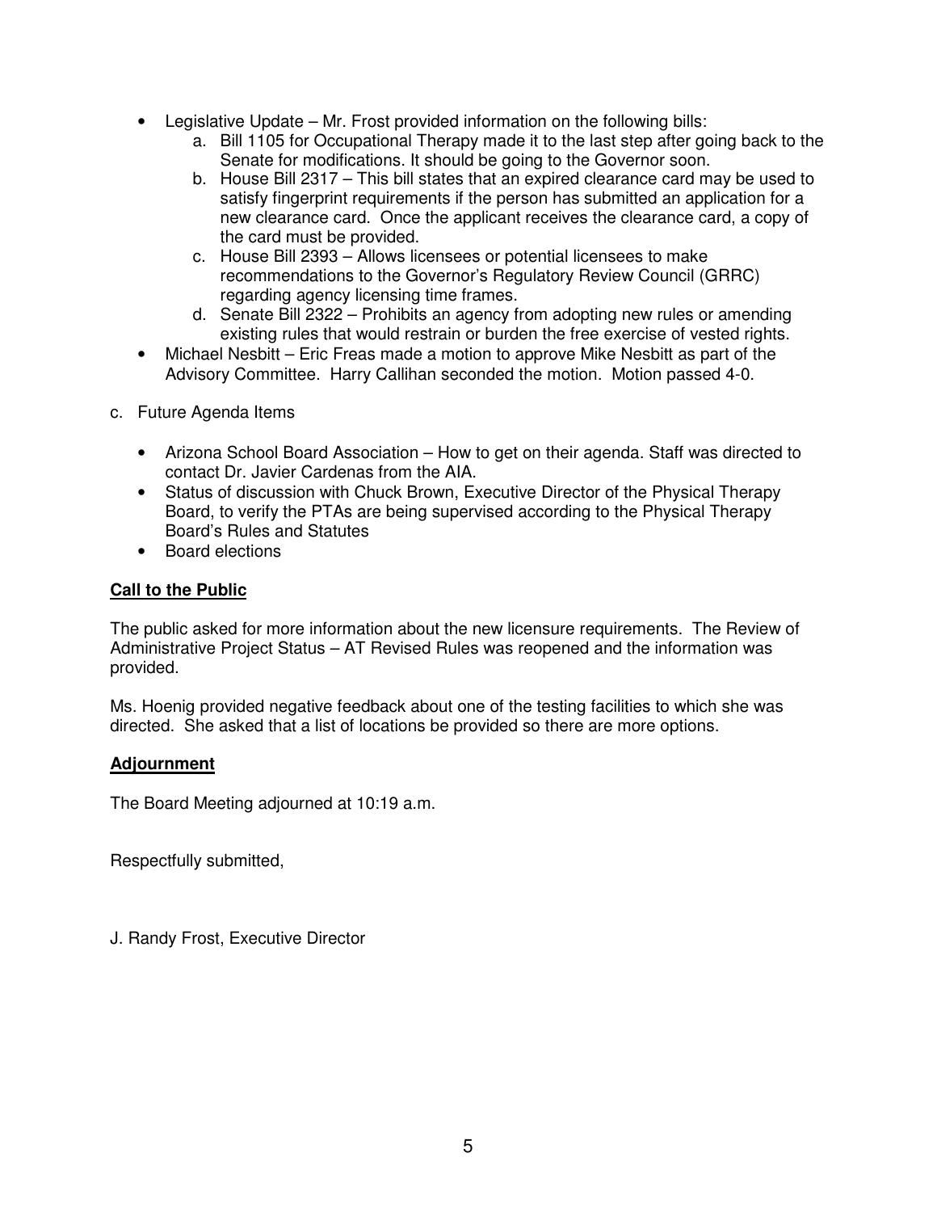- Legislative Update – Mr. Frost provided information on the following bills:
    a. Bill 1105 for Occupational Therapy made it to the last step after going back to the Senate for modifications. It should be going to the Governor soon.
    b. House Bill 2317 – This bill states that an expired clearance card may be used to satisfy fingerprint requirements if the person has submitted an application for a new clearance card. Once the applicant receives the clearance card, a copy of the card must be provided.
    c. House Bill 2393 – Allows licensees or potential licensees to make recommendations to the Governor's Regulatory Review Council (GRRC) regarding agency licensing time frames.
    d. Senate Bill 2322 – Prohibits an agency from adopting new rules or amending existing rules that would restrain or burden the free exercise of vested rights.
- Michael Nesbitt – Eric Freas made a motion to approve Mike Nesbitt as part of the Advisory Committee. Harry Callihan seconded the motion. Motion passed 4-0.

c. Future Agenda Items

- Arizona School Board Association – How to get on their agenda. Staff was directed to contact Dr. Javier Cardenas from the AIA.
- Status of discussion with Chuck Brown, Executive Director of the Physical Therapy Board, to verify the PTAs are being supervised according to the Physical Therapy Board's Rules and Statutes
- Board elections

**Call to the Public**

The public asked for more information about the new licensure requirements. The Review of Administrative Project Status – AT Revised Rules was reopened and the information was provided.

Ms. Hoenig provided negative feedback about one of the testing facilities to which she was directed. She asked that a list of locations be provided so there are more options.

**Adjournment**

The Board Meeting adjourned at 10:19 a.m.

Respectfully submitted,

J. Randy Frost, Executive Director